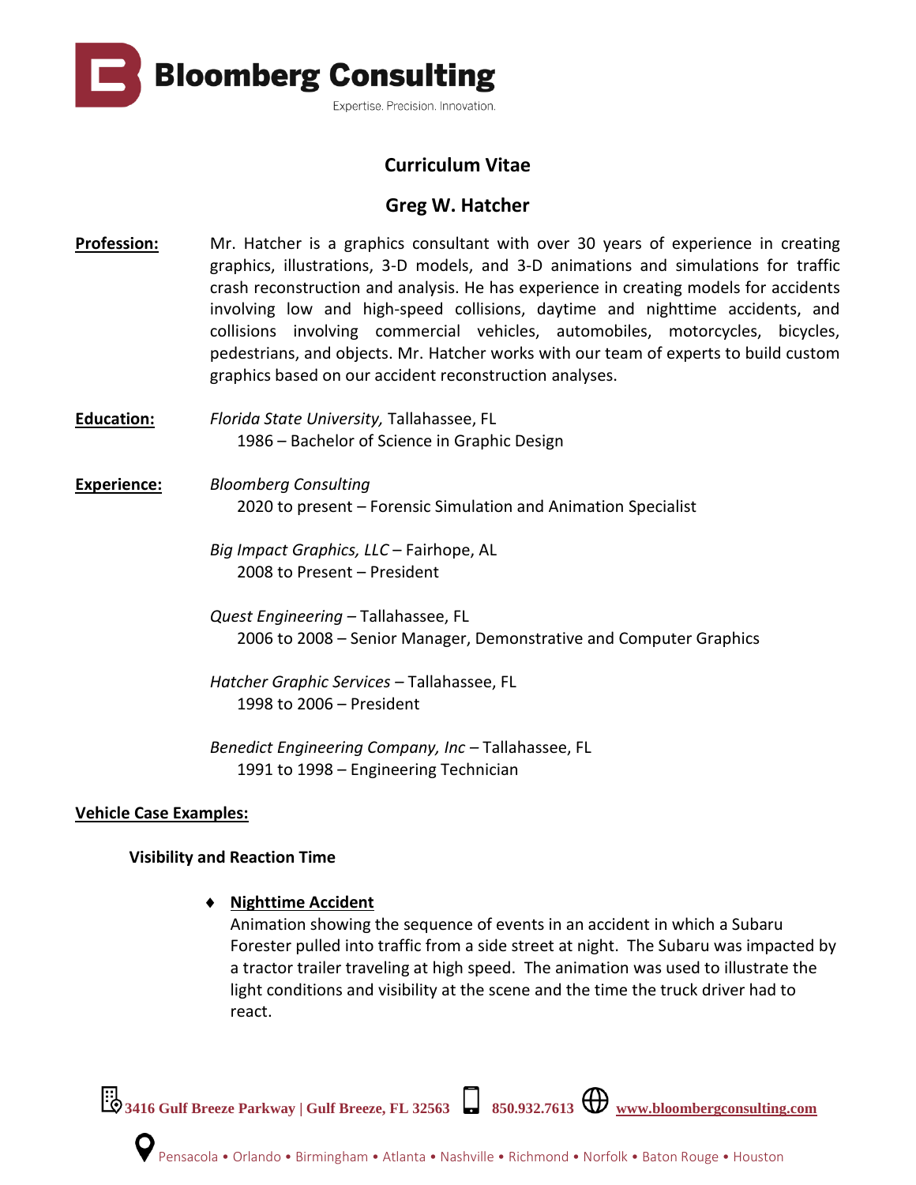# Bloomberg Consulting

Expertise. Precision. Innovation.

## Curriculum Vitae

## Greg W. Hatcher

**Profession:** Mr. Hatcher is a graphics consultant with over 30 years of experience in creating graphics, illustrations, 3-D models, and 3-D animations and simulations for traffic crash reconstruction and analysis. He has experience in creating models for accidents involving low and high-speed collisions, daytime and nighttime accidents, and collisions involving commercial vehicles, automobiles, motorcycles, bicycles, pedestrians, and objects. Mr. Hatcher works with our team of experts to build custom graphics based on our accident reconstruction analyses.

**Education:**

*Florida State University,* Tallahassee, FL
- 1986 – Bachelor of Science in Graphic Design

**Experience:**

*Bloomberg Consulting*
- 2020 to present – Forensic Simulation and Animation Specialist

*Big Impact Graphics, LLC* – Fairhope, AL
- 2008 to Present – President

*Quest Engineering* – Tallahassee, FL
- 2006 to 2008 – Senior Manager, Demonstrative and Computer Graphics

*Hatcher Graphic Services* – Tallahassee, FL
- 1998 to 2006 – President

*Benedict Engineering Company, Inc* – Tallahassee, FL
- 1991 to 1998 – Engineering Technician

**Vehicle Case Examples:**

### Visibility and Reaction Time

- **Nighttime Accident**
  Animation showing the sequence of events in an accident in which a Subaru Forester pulled into traffic from a side street at night. The Subaru was impacted by a tractor trailer traveling at high speed. The animation was used to illustrate the light conditions and visibility at the scene and the time the truck driver had to react.

3416 Gulf Breeze Parkway | Gulf Breeze, FL 32563 | 850.932.7613 | www.bloombergconsulting.com

Pensacola • Orlando • Birmingham • Atlanta • Nashville • Richmond • Norfolk • Baton Rouge • Houston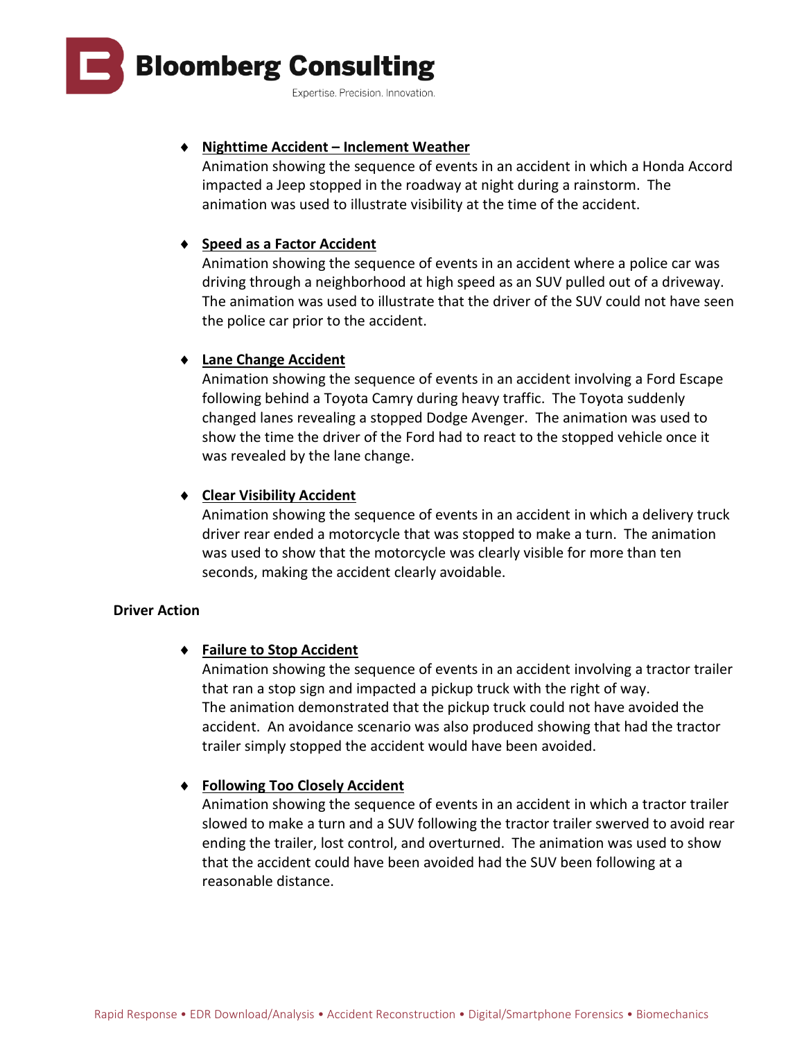- **Nighttime Accident – Inclement Weather**
  Animation showing the sequence of events in an accident in which a Honda Accord impacted a Jeep stopped in the roadway at night during a rainstorm. The animation was used to illustrate visibility at the time of the accident.

- **Speed as a Factor Accident**
  Animation showing the sequence of events in an accident where a police car was driving through a neighborhood at high speed as an SUV pulled out of a driveway. The animation was used to illustrate that the driver of the SUV could not have seen the police car prior to the accident.

- **Lane Change Accident**
  Animation showing the sequence of events in an accident involving a Ford Escape following behind a Toyota Camry during heavy traffic. The Toyota suddenly changed lanes revealing a stopped Dodge Avenger. The animation was used to show the time the driver of the Ford had to react to the stopped vehicle once it was revealed by the lane change.

- **Clear Visibility Accident**
  Animation showing the sequence of events in an accident in which a delivery truck driver rear ended a motorcycle that was stopped to make a turn. The animation was used to show that the motorcycle was clearly visible for more than ten seconds, making the accident clearly avoidable.

**Driver Action**

- **Failure to Stop Accident**
  Animation showing the sequence of events in an accident involving a tractor trailer that ran a stop sign and impacted a pickup truck with the right of way. The animation demonstrated that the pickup truck could not have avoided the accident. An avoidance scenario was also produced showing that had the tractor trailer simply stopped the accident would have been avoided.

- **Following Too Closely Accident**
  Animation showing the sequence of events in an accident in which a tractor trailer slowed to make a turn and a SUV following the tractor trailer swerved to avoid rear ending the trailer, lost control, and overturned. The animation was used to show that the accident could have been avoided had the SUV been following at a reasonable distance.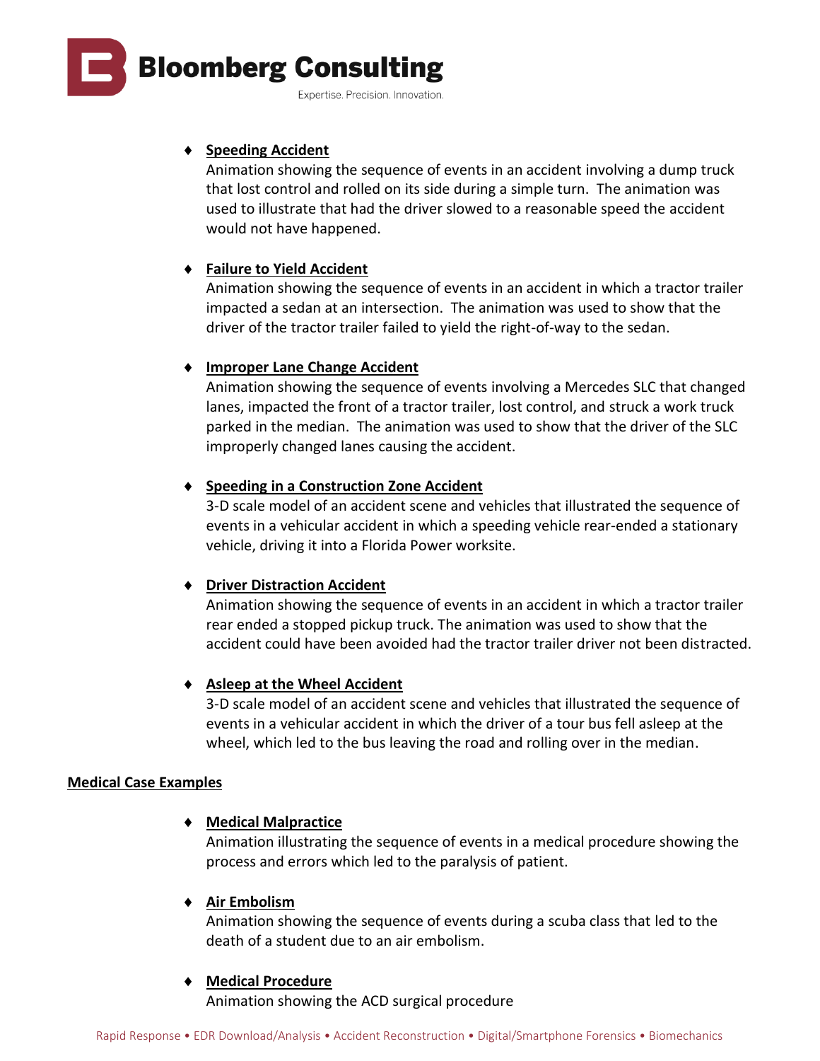- **Speeding Accident**
  Animation showing the sequence of events in an accident involving a dump truck that lost control and rolled on its side during a simple turn. The animation was used to illustrate that had the driver slowed to a reasonable speed the accident would not have happened.

- **Failure to Yield Accident**
  Animation showing the sequence of events in an accident in which a tractor trailer impacted a sedan at an intersection. The animation was used to show that the driver of the tractor trailer failed to yield the right-of-way to the sedan.

- **Improper Lane Change Accident**
  Animation showing the sequence of events involving a Mercedes SLC that changed lanes, impacted the front of a tractor trailer, lost control, and struck a work truck parked in the median. The animation was used to show that the driver of the SLC improperly changed lanes causing the accident.

- **Speeding in a Construction Zone Accident**
  3-D scale model of an accident scene and vehicles that illustrated the sequence of events in a vehicular accident in which a speeding vehicle rear-ended a stationary vehicle, driving it into a Florida Power worksite.

- **Driver Distraction Accident**
  Animation showing the sequence of events in an accident in which a tractor trailer rear ended a stopped pickup truck. The animation was used to show that the accident could have been avoided had the tractor trailer driver not been distracted.

- **Asleep at the Wheel Accident**
  3-D scale model of an accident scene and vehicles that illustrated the sequence of events in a vehicular accident in which the driver of a tour bus fell asleep at the wheel, which led to the bus leaving the road and rolling over in the median.

**Medical Case Examples**

- **Medical Malpractice**
  Animation illustrating the sequence of events in a medical procedure showing the process and errors which led to the paralysis of patient.

- **Air Embolism**
  Animation showing the sequence of events during a scuba class that led to the death of a student due to an air embolism.

- **Medical Procedure**
  Animation showing the ACD surgical procedure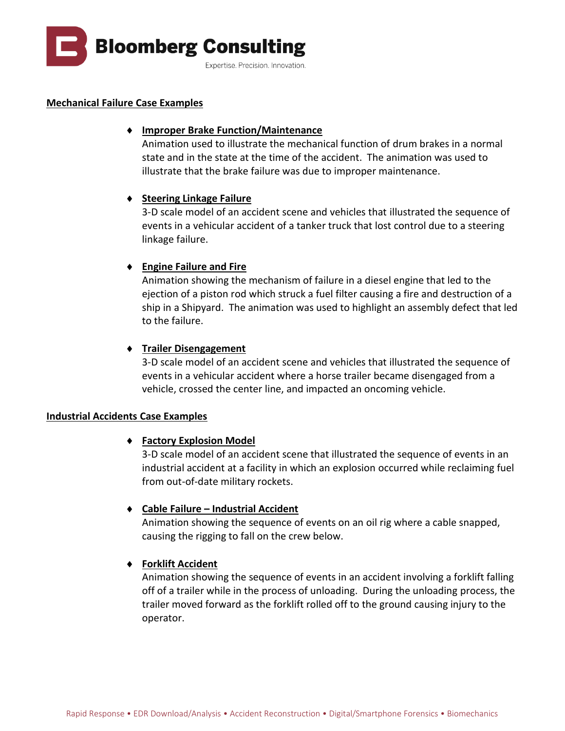## Mechanical Failure Case Examples

- **Improper Brake Function/Maintenance**
  Animation used to illustrate the mechanical function of drum brakes in a normal state and in the state at the time of the accident. The animation was used to illustrate that the brake failure was due to improper maintenance.

- **Steering Linkage Failure**
  3-D scale model of an accident scene and vehicles that illustrated the sequence of events in a vehicular accident of a tanker truck that lost control due to a steering linkage failure.

- **Engine Failure and Fire**
  Animation showing the mechanism of failure in a diesel engine that led to the ejection of a piston rod which struck a fuel filter causing a fire and destruction of a ship in a Shipyard. The animation was used to highlight an assembly defect that led to the failure.

- **Trailer Disengagement**
  3-D scale model of an accident scene and vehicles that illustrated the sequence of events in a vehicular accident where a horse trailer became disengaged from a vehicle, crossed the center line, and impacted an oncoming vehicle.

## Industrial Accidents Case Examples

- **Factory Explosion Model**
  3-D scale model of an accident scene that illustrated the sequence of events in an industrial accident at a facility in which an explosion occurred while reclaiming fuel from out-of-date military rockets.

- **Cable Failure – Industrial Accident**
  Animation showing the sequence of events on an oil rig where a cable snapped, causing the rigging to fall on the crew below.

- **Forklift Accident**
  Animation showing the sequence of events in an accident involving a forklift falling off of a trailer while in the process of unloading. During the unloading process, the trailer moved forward as the forklift rolled off to the ground causing injury to the operator.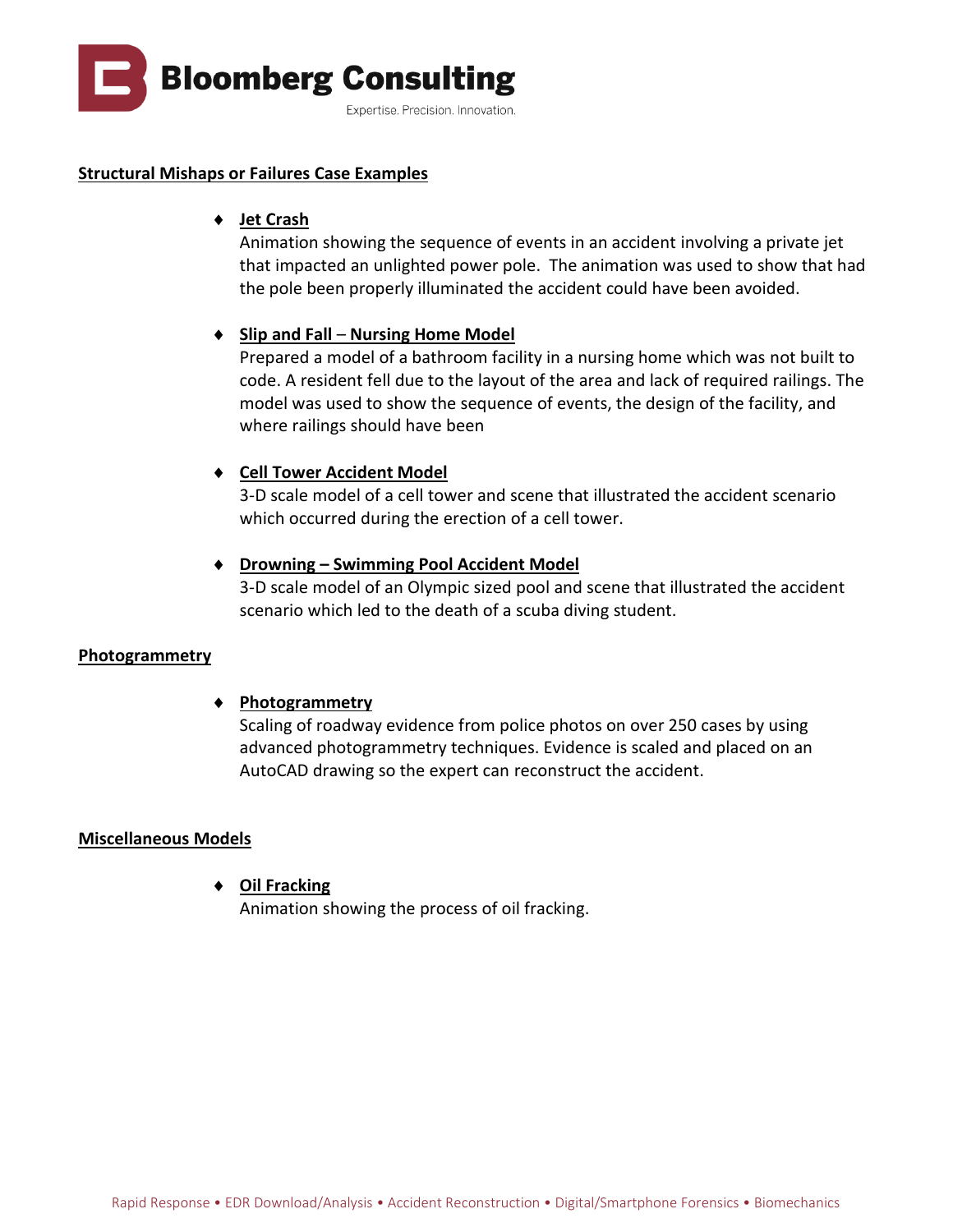## Structural Mishaps or Failures Case Examples

- **Jet Crash**
  Animation showing the sequence of events in an accident involving a private jet that impacted an unlighted power pole. The animation was used to show that had the pole been properly illuminated the accident could have been avoided.

- **Slip and Fall – Nursing Home Model**
  Prepared a model of a bathroom facility in a nursing home which was not built to code. A resident fell due to the layout of the area and lack of required railings. The model was used to show the sequence of events, the design of the facility, and where railings should have been

- **Cell Tower Accident Model**
  3-D scale model of a cell tower and scene that illustrated the accident scenario which occurred during the erection of a cell tower.

- **Drowning – Swimming Pool Accident Model**
  3-D scale model of an Olympic sized pool and scene that illustrated the accident scenario which led to the death of a scuba diving student.

## Photogrammetry

- **Photogrammetry**
  Scaling of roadway evidence from police photos on over 250 cases by using advanced photogrammetry techniques. Evidence is scaled and placed on an AutoCAD drawing so the expert can reconstruct the accident.

## Miscellaneous Models

- **Oil Fracking**
  Animation showing the process of oil fracking.